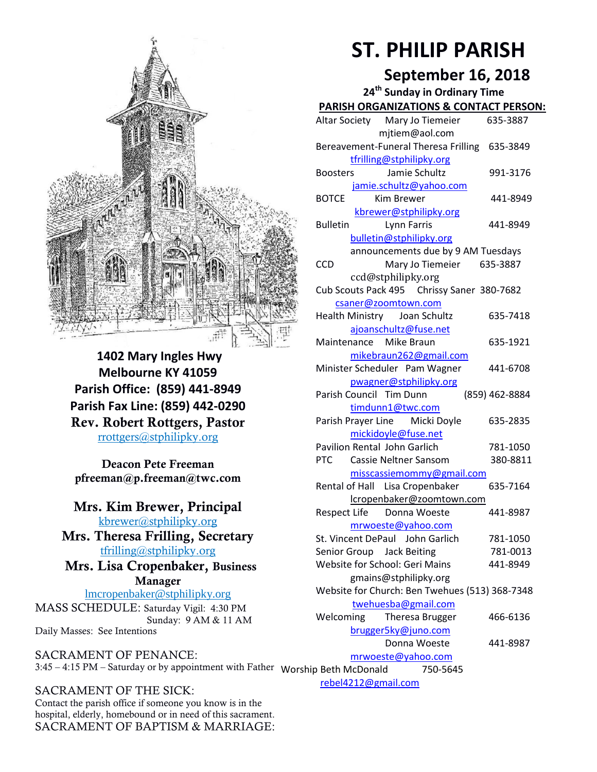# ST. PHILIP PARISH

## September 16, 2018

### 24th Sunday in Ordinary Time

**1402 Mary Ingles Hwy**
**Melbourne KY 41059**
**Parish Office: (859) 441-8949**
**Parish Fax Line: (859) 442-0290**
**Rev. Robert Rottgers, Pastor**
rrottgers@stphilipky.org

**Deacon Pete Freeman**
**pfreeman@p.freeman@twc.com**

**Mrs. Kim Brewer, Principal**
kbrewer@stphilipky.org
**Mrs. Theresa Frilling, Secretary**
tfrilling@stphilipky.org
**Mrs. Lisa Cropenbaker, Business Manager**
lmcropenbaker@stphilipky.org

MASS SCHEDULE: Saturday Vigil: 4:30 PM
Sunday: 9 AM & 11 AM
Daily Masses: See Intentions

SACRAMENT OF PENANCE:
3:45 – 4:15 PM – Saturday or by appointment with Father

SACRAMENT OF THE SICK:
Contact the parish office if someone you know is in the hospital, elderly, homebound or in need of this sacrament.

SACRAMENT OF BAPTISM & MARRIAGE:

### PARISH ORGANIZATIONS & CONTACT PERSON:

| Organization | Contact | Phone |
|---|---|---|
| Altar Society | Mary Jo Tiemeier<br>mjtiem@aol.com | 635-3887 |
| Bereavement-Funeral | Theresa Frilling<br>tfrilling@stphilipky.org | 635-3849 |
| Boosters | Jamie Schultz<br>jamie.schultz@yahoo.com | 991-3176 |
| BOTCE | Kim Brewer<br>kbrewer@stphilipky.org | 441-8949 |
| Bulletin | Lynn Farris<br>bulletin@stphilipky.org<br>announcements due by 9 AM Tuesdays | 441-8949 |
| CCD | Mary Jo Tiemeier<br>ccd@stphilipky.org | 635-3887 |
| Cub Scouts Pack 495 | Chrissy Saner<br>csaner@zoomtown.com | 380-7682 |
| Health Ministry | Joan Schultz<br>ajoanschultz@fuse.net | 635-7418 |
| Maintenance | Mike Braun<br>mikebraun262@gmail.com | 635-1921 |
| Minister Scheduler | Pam Wagner<br>pwagner@stphilipky.org | 441-6708 |
| Parish Council | Tim Dunn<br>timdunn1@twc.com | (859) 462-8884 |
| Parish Prayer Line | Micki Doyle<br>mickidoyle@fuse.net | 635-2835 |
| Pavilion Rental | John Garlich | 781-1050 |
| PTC | Cassie Neltner Sansom<br>misscassiemommy@gmail.com | 380-8811 |
| Rental of Hall | Lisa Cropenbaker<br>lcropenbaker@zoomtown.com | 635-7164 |
| Respect Life | Donna Woeste<br>mrwoeste@yahoo.com | 441-8987 |
| St. Vincent DePaul | John Garlich | 781-1050 |
| Senior Group | Jack Beiting | 781-0013 |
| Website for School: | Geri Mains<br>gmains@stphilipky.org | 441-8949 |
| Website for Church: | Ben Twehues<br>twehuesba@gmail.com | (513) 368-7348 |
| Welcoming | Theresa Brugger<br>brugger5ky@juno.com | 466-6136 |
| | Donna Woeste<br>mrwoeste@yahoo.com | 441-8987 |
| Worship | Beth McDonald<br>rebel4212@gmail.com | 750-5645 |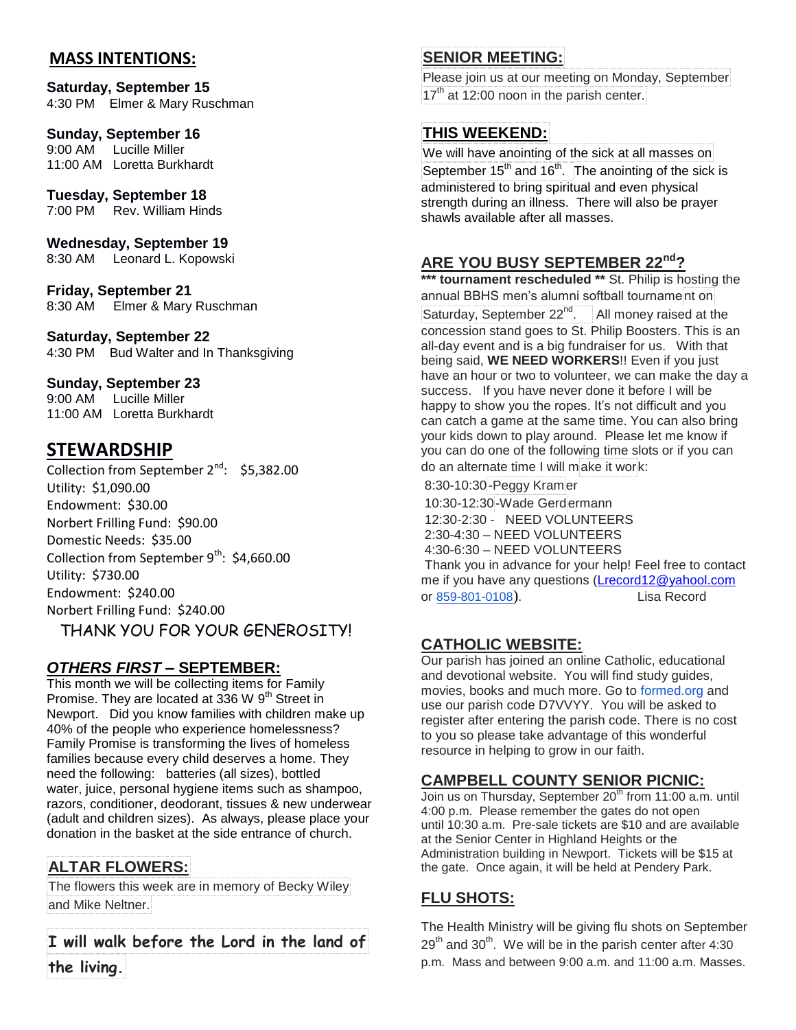## MASS INTENTIONS:

**Saturday, September 15**
4:30 PM Elmer & Mary Ruschman

**Sunday, September 16**
9:00 AM Lucille Miller
11:00 AM Loretta Burkhardt

**Tuesday, September 18**
7:00 PM Rev. William Hinds

**Wednesday, September 19**
8:30 AM Leonard L. Kopowski

**Friday, September 21**
8:30 AM Elmer & Mary Ruschman

**Saturday, September 22**
4:30 PM Bud Walter and In Thanksgiving

**Sunday, September 23**
9:00 AM Lucille Miller
11:00 AM Loretta Burkhardt

## STEWARDSHIP

Collection from September 2nd: $5,382.00
Utility: $1,090.00
Endowment: $30.00
Norbert Frilling Fund: $90.00
Domestic Needs: $35.00
Collection from September 9th: $4,660.00
Utility: $730.00
Endowment: $240.00
Norbert Frilling Fund: $240.00

THANK YOU FOR YOUR GENEROSITY!

## *OTHERS FIRST* – SEPTEMBER:

This month we will be collecting items for Family Promise. They are located at 336 W 9th Street in Newport. Did you know families with children make up 40% of the people who experience homelessness? Family Promise is transforming the lives of homeless families because every child deserves a home. They need the following: batteries (all sizes), bottled water, juice, personal hygiene items such as shampoo, razors, conditioner, deodorant, tissues & new underwear (adult and children sizes). As always, please place your donation in the basket at the side entrance of church.

## ALTAR FLOWERS:

The flowers this week are in memory of Becky Wiley and Mike Neltner.

**I will walk before the Lord in the land of the living.**

## SENIOR MEETING:

Please join us at our meeting on Monday, September 17th at 12:00 noon in the parish center.

## THIS WEEKEND:

We will have anointing of the sick at all masses on September 15th and 16th. The anointing of the sick is administered to bring spiritual and even physical strength during an illness. There will also be prayer shawls available after all masses.

## ARE YOU BUSY SEPTEMBER 22nd?

**\*\*\* tournament rescheduled \*\*** St. Philip is hosting the annual BBHS men's alumni softball tournament on Saturday, September 22nd. All money raised at the concession stand goes to St. Philip Boosters. This is an all-day event and is a big fundraiser for us. With that being said, **WE NEED WORKERS**!! Even if you just have an hour or two to volunteer, we can make the day a success. If you have never done it before I will be happy to show you the ropes. It's not difficult and you can catch a game at the same time. You can also bring your kids down to play around. Please let me know if you can do one of the following time slots or if you can do an alternate time I will make it work:

8:30-10:30-Peggy Kramer
10:30-12:30-Wade Gerdermann
12:30-2:30 - NEED VOLUNTEERS
2:30-4:30 – NEED VOLUNTEERS
4:30-6:30 – NEED VOLUNTEERS

Thank you in advance for your help! Feel free to contact me if you have any questions (Lrecord12@yahool.com or 859-801-0108). Lisa Record

## CATHOLIC WEBSITE:

Our parish has joined an online Catholic, educational and devotional website. You will find study guides, movies, books and much more. Go to formed.org and use our parish code D7VVYY. You will be asked to register after entering the parish code. There is no cost to you so please take advantage of this wonderful resource in helping to grow in our faith.

## CAMPBELL COUNTY SENIOR PICNIC:

Join us on Thursday, September 20th from 11:00 a.m. until 4:00 p.m. Please remember the gates do not open until 10:30 a.m. Pre-sale tickets are $10 and are available at the Senior Center in Highland Heights or the Administration building in Newport. Tickets will be $15 at the gate. Once again, it will be held at Pendery Park.

## FLU SHOTS:

The Health Ministry will be giving flu shots on September 29th and 30th. We will be in the parish center after 4:30 p.m. Mass and between 9:00 a.m. and 11:00 a.m. Masses.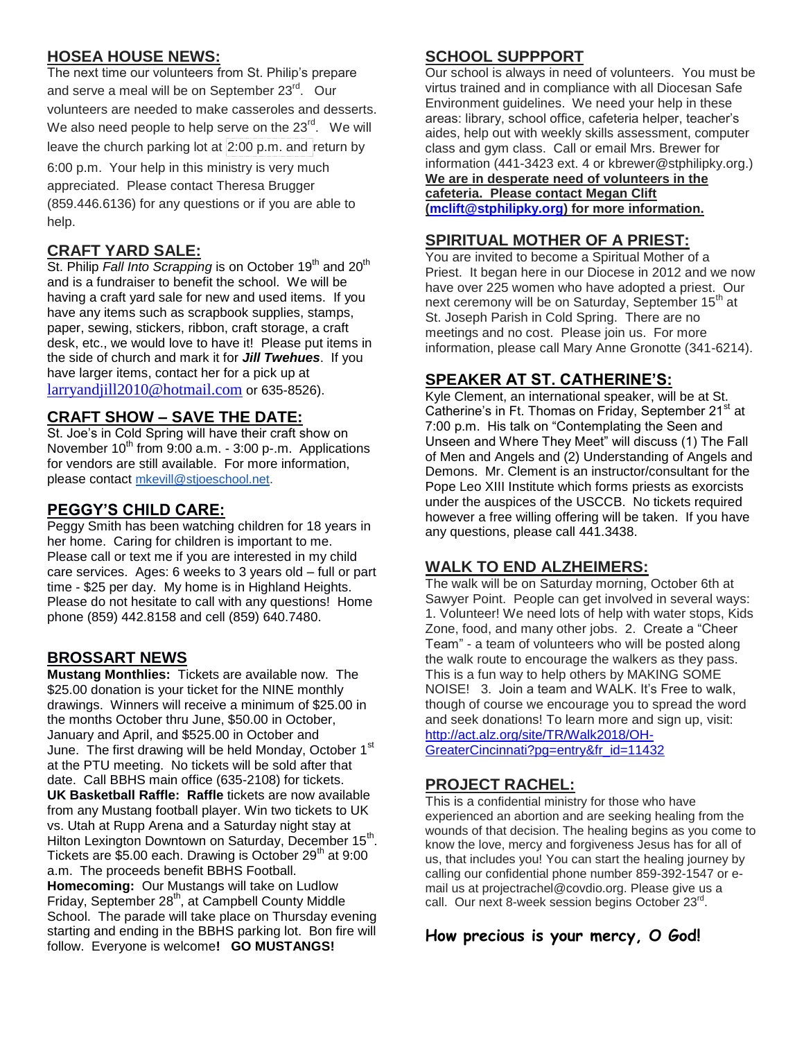## HOSEA HOUSE NEWS:

The next time our volunteers from St. Philip's prepare and serve a meal will be on September 23rd. Our volunteers are needed to make casseroles and desserts. We also need people to help serve on the 23rd. We will leave the church parking lot at 2:00 p.m. and return by 6:00 p.m. Your help in this ministry is very much appreciated. Please contact Theresa Brugger (859.446.6136) for any questions or if you are able to help.

## CRAFT YARD SALE:

St. Philip *Fall Into Scrapping* is on October 19th and 20th and is a fundraiser to benefit the school. We will be having a craft yard sale for new and used items. If you have any items such as scrapbook supplies, stamps, paper, sewing, stickers, ribbon, craft storage, a craft desk, etc., we would love to have it! Please put items in the side of church and mark it for ***Jill Twehues***. If you have larger items, contact her for a pick up at larryandjill2010@hotmail.com or 635-8526).

## CRAFT SHOW – SAVE THE DATE:

St. Joe's in Cold Spring will have their craft show on November 10th from 9:00 a.m. - 3:00 p-.m. Applications for vendors are still available. For more information, please contact mkevill@stjoeschool.net.

## PEGGY'S CHILD CARE:

Peggy Smith has been watching children for 18 years in her home. Caring for children is important to me. Please call or text me if you are interested in my child care services. Ages: 6 weeks to 3 years old – full or part time - $25 per day. My home is in Highland Heights. Please do not hesitate to call with any questions! Home phone (859) 442.8158 and cell (859) 640.7480.

## BROSSART NEWS

**Mustang Monthlies:** Tickets are available now. The $25.00 donation is your ticket for the NINE monthly drawings. Winners will receive a minimum of $25.00 in the months October thru June, $50.00 in October, January and April, and $525.00 in October and June. The first drawing will be held Monday, October 1st at the PTU meeting. No tickets will be sold after that date. Call BBHS main office (635-2108) for tickets.

**UK Basketball Raffle: Raffle** tickets are now available from any Mustang football player. Win two tickets to UK vs. Utah at Rupp Arena and a Saturday night stay at Hilton Lexington Downtown on Saturday, December 15th. Tickets are $5.00 each. Drawing is October 29th at 9:00 a.m. The proceeds benefit BBHS Football.

**Homecoming:** Our Mustangs will take on Ludlow Friday, September 28th, at Campbell County Middle School. The parade will take place on Thursday evening starting and ending in the BBHS parking lot. Bon fire will follow. Everyone is welcome**! GO MUSTANGS!**

## SCHOOL SUPPPORT

Our school is always in need of volunteers. You must be virtus trained and in compliance with all Diocesan Safe Environment guidelines. We need your help in these areas: library, school office, cafeteria helper, teacher's aides, help out with weekly skills assessment, computer class and gym class. Call or email Mrs. Brewer for information (441-3423 ext. 4 or kbrewer@stphilipky.org.) **We are in desperate need of volunteers in the cafeteria. Please contact Megan Clift (mclift@stphilipky.org) for more information.**

## SPIRITUAL MOTHER OF A PRIEST:

You are invited to become a Spiritual Mother of a Priest. It began here in our Diocese in 2012 and we now have over 225 women who have adopted a priest. Our next ceremony will be on Saturday, September 15th at St. Joseph Parish in Cold Spring. There are no meetings and no cost. Please join us. For more information, please call Mary Anne Gronotte (341-6214).

## SPEAKER AT ST. CATHERINE'S:

Kyle Clement, an international speaker, will be at St. Catherine's in Ft. Thomas on Friday, September 21st at 7:00 p.m. His talk on "Contemplating the Seen and Unseen and Where They Meet" will discuss (1) The Fall of Men and Angels and (2) Understanding of Angels and Demons. Mr. Clement is an instructor/consultant for the Pope Leo XIII Institute which forms priests as exorcists under the auspices of the USCCB. No tickets required however a free willing offering will be taken. If you have any questions, please call 441.3438.

## WALK TO END ALZHEIMERS:

The walk will be on Saturday morning, October 6th at Sawyer Point. People can get involved in several ways: 1. Volunteer! We need lots of help with water stops, Kids Zone, food, and many other jobs. 2. Create a "Cheer Team" - a team of volunteers who will be posted along the walk route to encourage the walkers as they pass. This is a fun way to help others by MAKING SOME NOISE! 3. Join a team and WALK. It's Free to walk, though of course we encourage you to spread the word and seek donations! To learn more and sign up, visit: http://act.alz.org/site/TR/Walk2018/OH-GreaterCincinnati?pg=entry&fr_id=11432

## PROJECT RACHEL:

This is a confidential ministry for those who have experienced an abortion and are seeking healing from the wounds of that decision. The healing begins as you come to know the love, mercy and forgiveness Jesus has for all of us, that includes you! You can start the healing journey by calling our confidential phone number 859-392-1547 or e-mail us at projectrachel@covdio.org. Please give us a call. Our next 8-week session begins October 23rd.

**How precious is your mercy, O God!**